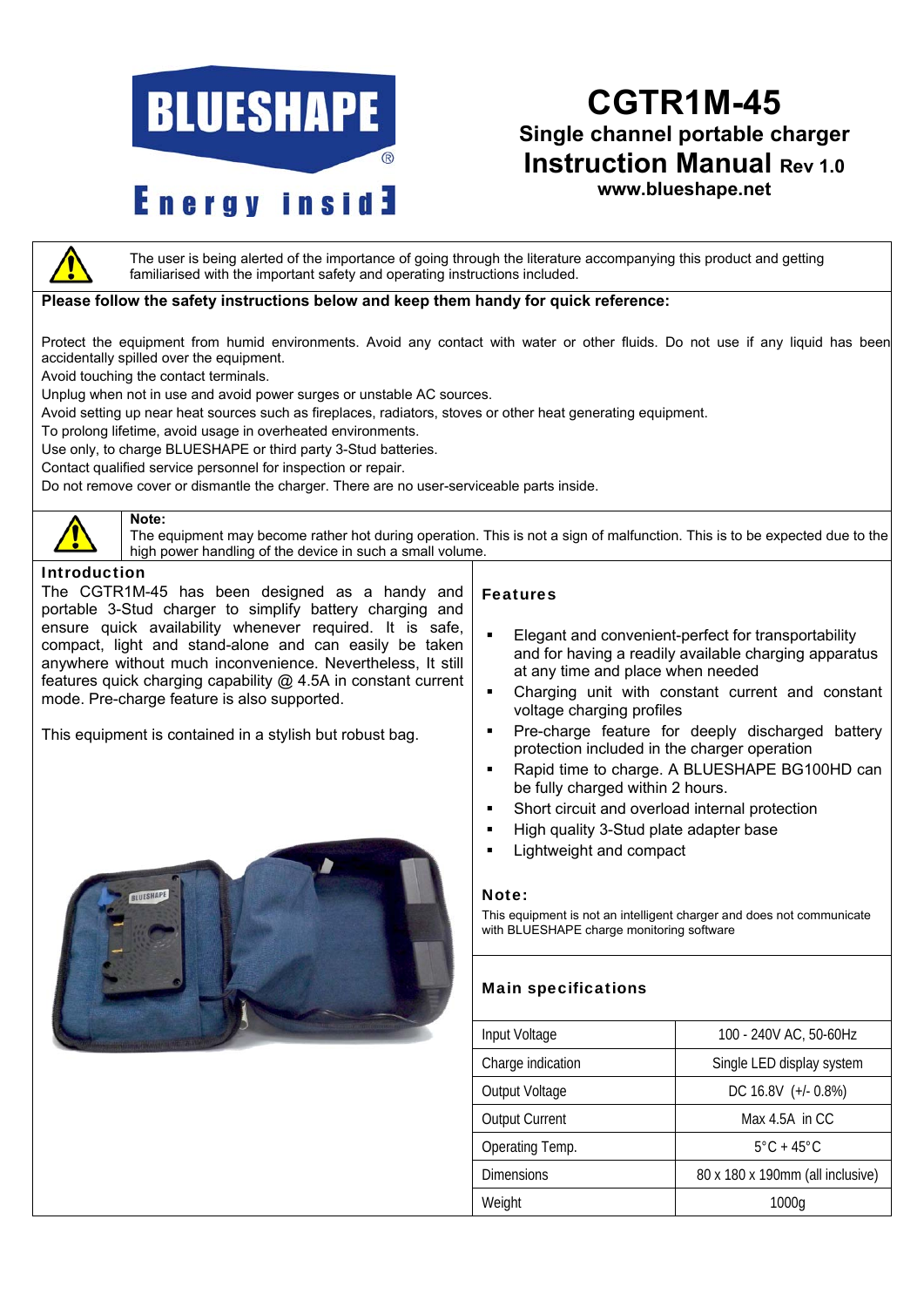# CGTR1M-45

## Single channel portable charger

## Instruction Manual Rev 1.0

**www.blueshape.net**

The user is being alerted of the importance of going through the literature accompanying this product and getting familiarised with the important safety and operating instructions included.

**Please follow the safety instructions below and keep them handy for quick reference:**

Protect the equipment from humid environments. Avoid any contact with water or other fluids. Do not use if any liquid has been accidentally spilled over the equipment.
Avoid touching the contact terminals.
Unplug when not in use and avoid power surges or unstable AC sources.
Avoid setting up near heat sources such as fireplaces, radiators, stoves or other heat generating equipment.
To prolong lifetime, avoid usage in overheated environments.
Use only, to charge BLUESHAPE or third party 3-Stud batteries.
Contact qualified service personnel for inspection or repair.
Do not remove cover or dismantle the charger. There are no user-serviceable parts inside.

**Note:**
The equipment may become rather hot during operation. This is not a sign of malfunction. This is to be expected due to the high power handling of the device in such a small volume.

### Introduction

The CGTR1M-45 has been designed as a handy and portable 3-Stud charger to simplify battery charging and ensure quick availability whenever required. It is safe, compact, light and stand-alone and can easily be taken anywhere without much inconvenience. Nevertheless, It still features quick charging capability @ 4.5A in constant current mode. Pre-charge feature is also supported.

This equipment is contained in a stylish but robust bag.

### Features

- Elegant and convenient-perfect for transportability and for having a readily available charging apparatus at any time and place when needed
- Charging unit with constant current and constant voltage charging profiles
- Pre-charge feature for deeply discharged battery protection included in the charger operation
- Rapid time to charge. A BLUESHAPE BG100HD can be fully charged within 2 hours.
- Short circuit and overload internal protection
- High quality 3-Stud plate adapter base
- Lightweight and compact

### Note:

This equipment is not an intelligent charger and does not communicate with BLUESHAPE charge monitoring software

### Main specifications

| | |
|---|---|
| Input Voltage | 100 - 240V AC, 50-60Hz |
| Charge indication | Single LED display system |
| Output Voltage | DC 16.8V (+/- 0.8%) |
| Output Current | Max 4.5A in CC |
| Operating Temp. | 5°C + 45°C |
| Dimensions | 80 x 180 x 190mm (all inclusive) |
| Weight | 1000g |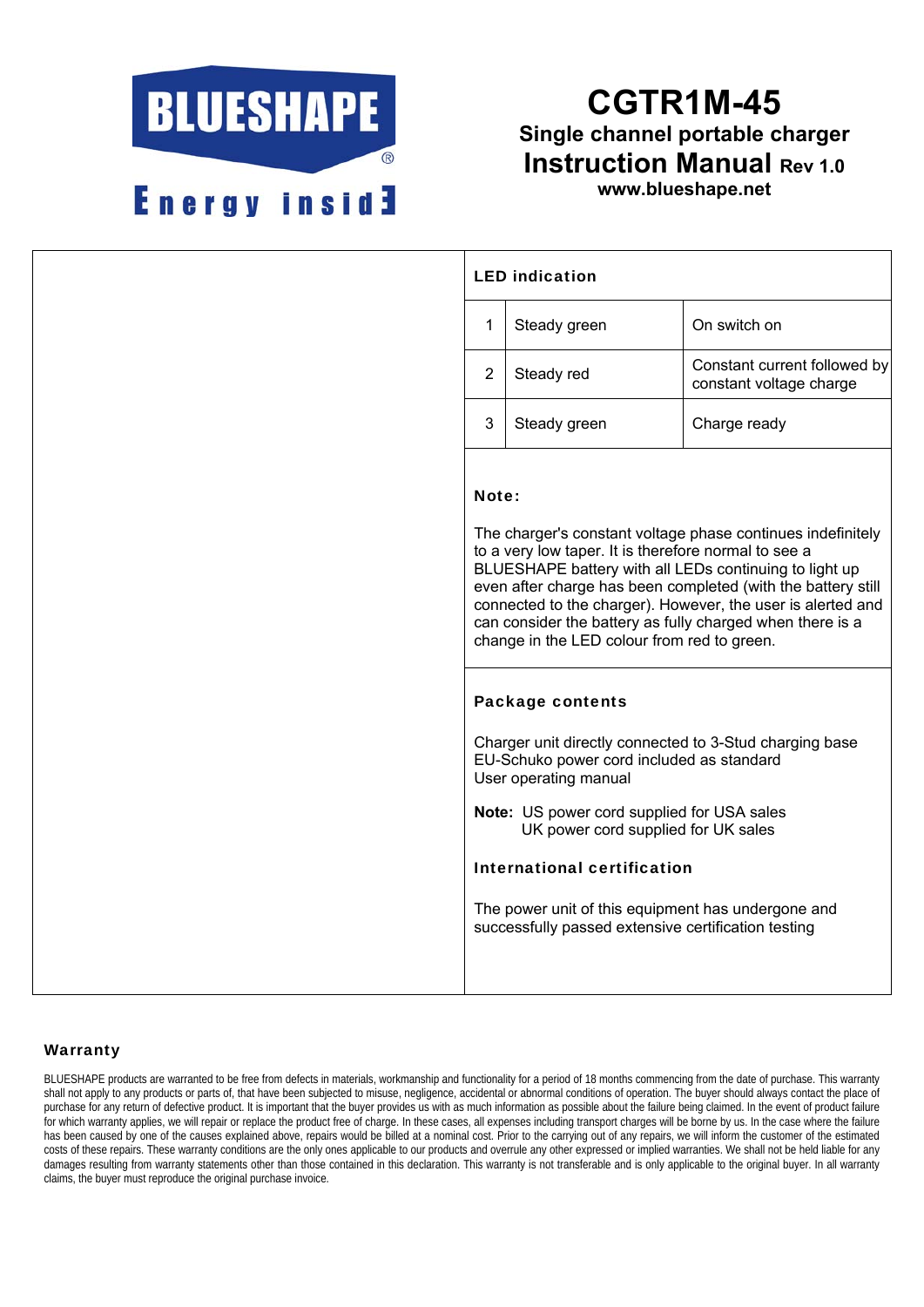BLUESHAPE®

Energy insid3

# CGTR1M-45

## Single channel portable charger

## Instruction Manual Rev 1.0

**www.blueshape.net**

### LED indication

| | | |
|---|---|---|
| 1 | Steady green | On switch on |
| 2 | Steady red | Constant current followed by constant voltage charge |
| 3 | Steady green | Charge ready |

**Note:**

The charger's constant voltage phase continues indefinitely to a very low taper. It is therefore normal to see a BLUESHAPE battery with all LEDs continuing to light up even after charge has been completed (with the battery still connected to the charger). However, the user is alerted and can consider the battery as fully charged when there is a change in the LED colour from red to green.

### Package contents

Charger unit directly connected to 3-Stud charging base
EU-Schuko power cord included as standard
User operating manual

**Note:** US power cord supplied for USA sales
UK power cord supplied for UK sales

### International certification

The power unit of this equipment has undergone and successfully passed extensive certification testing

### Warranty

BLUESHAPE products are warranted to be free from defects in materials, workmanship and functionality for a period of 18 months commencing from the date of purchase. This warranty shall not apply to any products or parts of, that have been subjected to misuse, negligence, accidental or abnormal conditions of operation. The buyer should always contact the place of purchase for any return of defective product. It is important that the buyer provides us with as much information as possible about the failure being claimed. In the event of product failure for which warranty applies, we will repair or replace the product free of charge. In these cases, all expenses including transport charges will be borne by us. In the case where the failure has been caused by one of the causes explained above, repairs would be billed at a nominal cost. Prior to the carrying out of any repairs, we will inform the customer of the estimated costs of these repairs. These warranty conditions are the only ones applicable to our products and overrule any other expressed or implied warranties. We shall not be held liable for any damages resulting from warranty statements other than those contained in this declaration. This warranty is not transferable and is only applicable to the original buyer. In all warranty claims, the buyer must reproduce the original purchase invoice.